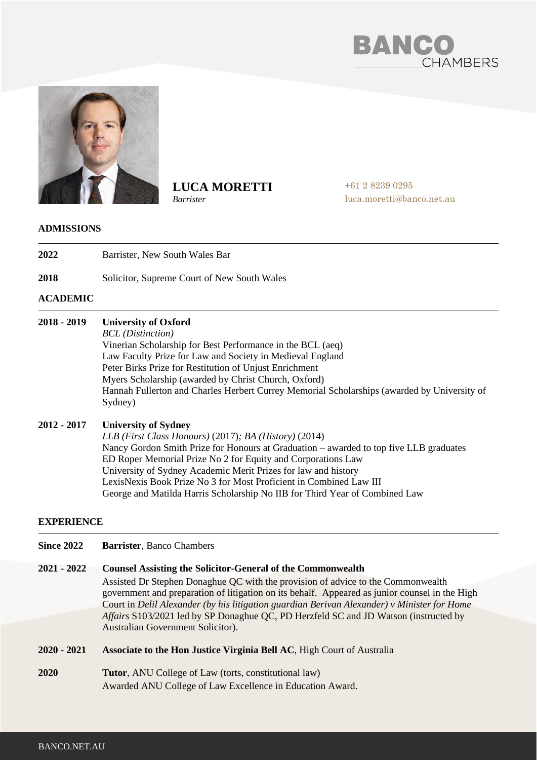BANCO CHAMBERS

# LUCA MORETTI

*Barrister*

+61 2 8239 0295
luca.moretti@banco.net.au

## ADMISSIONS

**2022** Barrister, New South Wales Bar

**2018** Solicitor, Supreme Court of New South Wales

## ACADEMIC

**2018 - 2019** **University of Oxford**
*BCL (Distinction)*
Vinerian Scholarship for Best Performance in the BCL (aeq)
Law Faculty Prize for Law and Society in Medieval England
Peter Birks Prize for Restitution of Unjust Enrichment
Myers Scholarship (awarded by Christ Church, Oxford)
Hannah Fullerton and Charles Herbert Currey Memorial Scholarships (awarded by University of Sydney)

**2012 - 2017** **University of Sydney**
*LLB (First Class Honours)* (2017)*; BA (History)* (2014)
Nancy Gordon Smith Prize for Honours at Graduation – awarded to top five LLB graduates
ED Roper Memorial Prize No 2 for Equity and Corporations Law
University of Sydney Academic Merit Prizes for law and history
LexisNexis Book Prize No 3 for Most Proficient in Combined Law III
George and Matilda Harris Scholarship No IIB for Third Year of Combined Law

## EXPERIENCE

**Since 2022** **Barrister**, Banco Chambers

**2021 - 2022** **Counsel Assisting the Solicitor-General of the Commonwealth**
Assisted Dr Stephen Donaghue QC with the provision of advice to the Commonwealth government and preparation of litigation on its behalf. Appeared as junior counsel in the High Court in *Delil Alexander (by his litigation guardian Berivan Alexander) v Minister for Home Affairs* S103/2021 led by SP Donaghue QC, PD Herzfeld SC and JD Watson (instructed by Australian Government Solicitor).

**2020 - 2021** **Associate to the Hon Justice Virginia Bell AC**, High Court of Australia

**2020** **Tutor**, ANU College of Law (torts, constitutional law)
Awarded ANU College of Law Excellence in Education Award.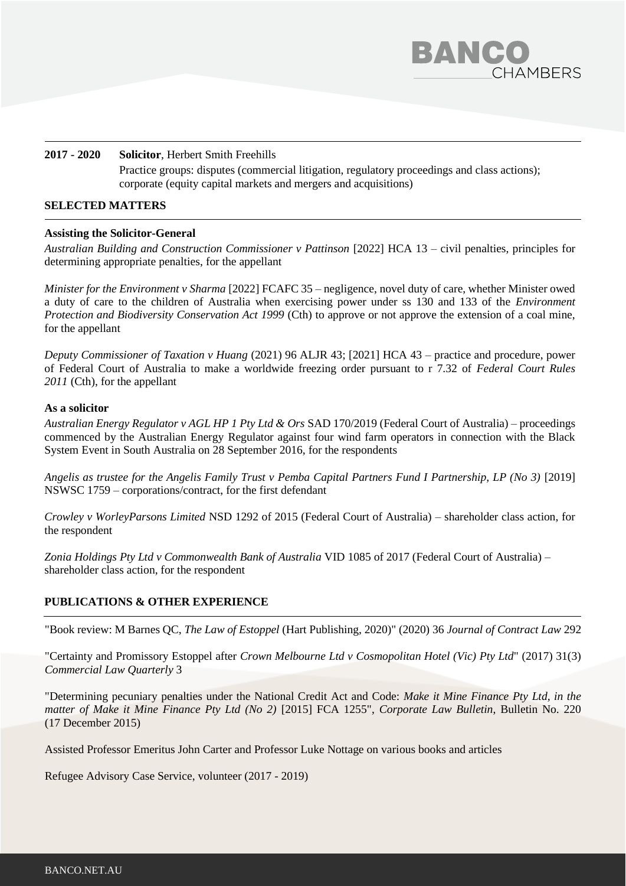**2017 - 2020** **Solicitor**, Herbert Smith Freehills

Practice groups: disputes (commercial litigation, regulatory proceedings and class actions); corporate (equity capital markets and mergers and acquisitions)

## SELECTED MATTERS

**Assisting the Solicitor-General**

*Australian Building and Construction Commissioner v Pattinson* [2022] HCA 13 – civil penalties, principles for determining appropriate penalties, for the appellant

*Minister for the Environment v Sharma* [2022] FCAFC 35 – negligence, novel duty of care, whether Minister owed a duty of care to the children of Australia when exercising power under ss 130 and 133 of the *Environment Protection and Biodiversity Conservation Act 1999* (Cth) to approve or not approve the extension of a coal mine, for the appellant

*Deputy Commissioner of Taxation v Huang* (2021) 96 ALJR 43; [2021] HCA 43 – practice and procedure, power of Federal Court of Australia to make a worldwide freezing order pursuant to r 7.32 of *Federal Court Rules 2011* (Cth), for the appellant

**As a solicitor**

*Australian Energy Regulator v AGL HP 1 Pty Ltd & Ors* SAD 170/2019 (Federal Court of Australia) – proceedings commenced by the Australian Energy Regulator against four wind farm operators in connection with the Black System Event in South Australia on 28 September 2016, for the respondents

*Angelis as trustee for the Angelis Family Trust v Pemba Capital Partners Fund I Partnership, LP (No 3)* [2019] NSWSC 1759 – corporations/contract, for the first defendant

*Crowley v WorleyParsons Limited* NSD 1292 of 2015 (Federal Court of Australia) – shareholder class action, for the respondent

*Zonia Holdings Pty Ltd v Commonwealth Bank of Australia* VID 1085 of 2017 (Federal Court of Australia) – shareholder class action, for the respondent

## PUBLICATIONS & OTHER EXPERIENCE

"Book review: M Barnes QC, *The Law of Estoppel* (Hart Publishing, 2020)" (2020) 36 *Journal of Contract Law* 292

"Certainty and Promissory Estoppel after *Crown Melbourne Ltd v Cosmopolitan Hotel (Vic) Pty Ltd*" (2017) 31(3) *Commercial Law Quarterly* 3

"Determining pecuniary penalties under the National Credit Act and Code: *Make it Mine Finance Pty Ltd, in the matter of Make it Mine Finance Pty Ltd (No 2)* [2015] FCA 1255", *Corporate Law Bulletin*, Bulletin No. 220 (17 December 2015)

Assisted Professor Emeritus John Carter and Professor Luke Nottage on various books and articles

Refugee Advisory Case Service, volunteer (2017 - 2019)